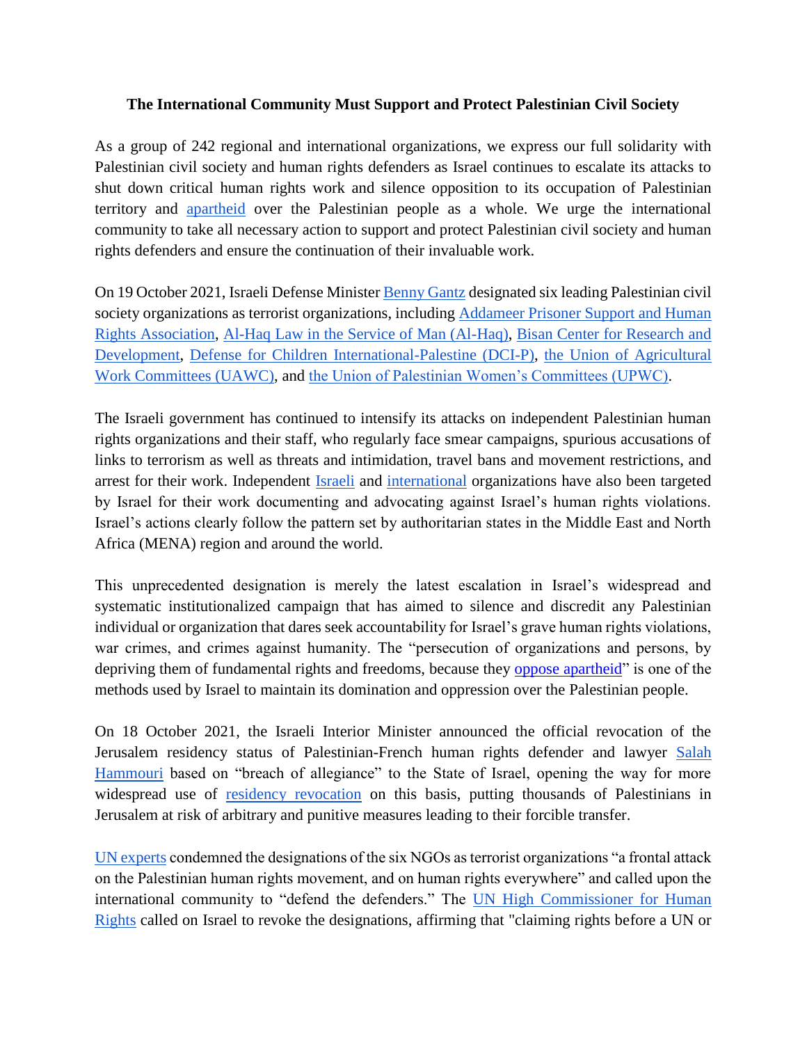**The International Community Must Support and Protect Palestinian Civil Society**

As a group of 242 regional and international organizations, we express our full solidarity with Palestinian civil society and human rights defenders as Israel continues to escalate its attacks to shut down critical human rights work and silence opposition to its occupation of Palestinian territory and apartheid over the Palestinian people as a whole. We urge the international community to take all necessary action to support and protect Palestinian civil society and human rights defenders and ensure the continuation of their invaluable work.

On 19 October 2021, Israeli Defense Minister Benny Gantz designated six leading Palestinian civil society organizations as terrorist organizations, including Addameer Prisoner Support and Human Rights Association, Al-Haq Law in the Service of Man (Al-Haq), Bisan Center for Research and Development, Defense for Children International-Palestine (DCI-P), the Union of Agricultural Work Committees (UAWC), and the Union of Palestinian Women's Committees (UPWC).

The Israeli government has continued to intensify its attacks on independent Palestinian human rights organizations and their staff, who regularly face smear campaigns, spurious accusations of links to terrorism as well as threats and intimidation, travel bans and movement restrictions, and arrest for their work. Independent Israeli and international organizations have also been targeted by Israel for their work documenting and advocating against Israel's human rights violations. Israel's actions clearly follow the pattern set by authoritarian states in the Middle East and North Africa (MENA) region and around the world.

This unprecedented designation is merely the latest escalation in Israel's widespread and systematic institutionalized campaign that has aimed to silence and discredit any Palestinian individual or organization that dares seek accountability for Israel's grave human rights violations, war crimes, and crimes against humanity. The "persecution of organizations and persons, by depriving them of fundamental rights and freedoms, because they oppose apartheid" is one of the methods used by Israel to maintain its domination and oppression over the Palestinian people.

On 18 October 2021, the Israeli Interior Minister announced the official revocation of the Jerusalem residency status of Palestinian-French human rights defender and lawyer Salah Hammouri based on "breach of allegiance" to the State of Israel, opening the way for more widespread use of residency revocation on this basis, putting thousands of Palestinians in Jerusalem at risk of arbitrary and punitive measures leading to their forcible transfer.

UN experts condemned the designations of the six NGOs as terrorist organizations "a frontal attack on the Palestinian human rights movement, and on human rights everywhere" and called upon the international community to "defend the defenders." The UN High Commissioner for Human Rights called on Israel to revoke the designations, affirming that "claiming rights before a UN or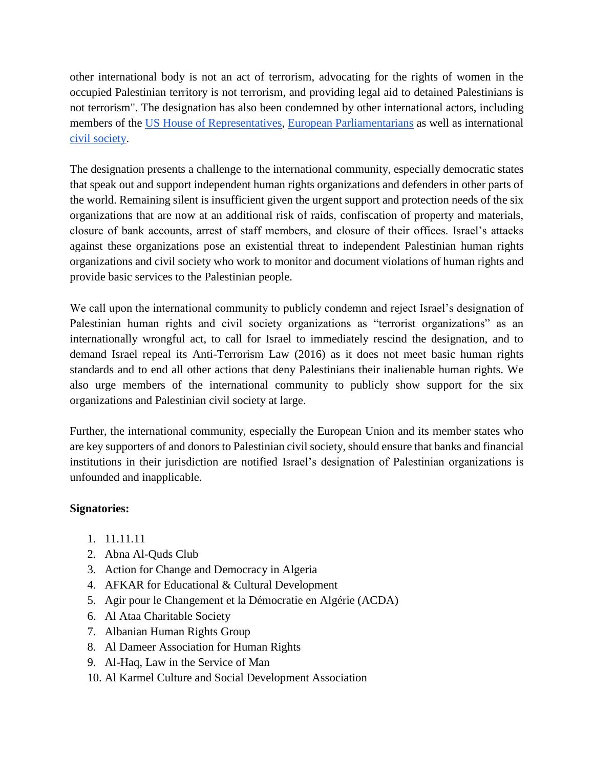other international body is not an act of terrorism, advocating for the rights of women in the occupied Palestinian territory is not terrorism, and providing legal aid to detained Palestinians is not terrorism". The designation has also been condemned by other international actors, including members of the [US House of Representatives](), [European Parliamentarians]() as well as international [civil society]().

The designation presents a challenge to the international community, especially democratic states that speak out and support independent human rights organizations and defenders in other parts of the world. Remaining silent is insufficient given the urgent support and protection needs of the six organizations that are now at an additional risk of raids, confiscation of property and materials, closure of bank accounts, arrest of staff members, and closure of their offices. Israel's attacks against these organizations pose an existential threat to independent Palestinian human rights organizations and civil society who work to monitor and document violations of human rights and provide basic services to the Palestinian people.

We call upon the international community to publicly condemn and reject Israel's designation of Palestinian human rights and civil society organizations as "terrorist organizations" as an internationally wrongful act, to call for Israel to immediately rescind the designation, and to demand Israel repeal its Anti-Terrorism Law (2016) as it does not meet basic human rights standards and to end all other actions that deny Palestinians their inalienable human rights. We also urge members of the international community to publicly show support for the six organizations and Palestinian civil society at large.

Further, the international community, especially the European Union and its member states who are key supporters of and donors to Palestinian civil society, should ensure that banks and financial institutions in their jurisdiction are notified Israel's designation of Palestinian organizations is unfounded and inapplicable.

**Signatories:**

1. 11.11.11
2. Abna Al-Quds Club
3. Action for Change and Democracy in Algeria
4. AFKAR for Educational & Cultural Development
5. Agir pour le Changement et la Démocratie en Algérie (ACDA)
6. Al Ataa Charitable Society
7. Albanian Human Rights Group
8. Al Dameer Association for Human Rights
9. Al-Haq, Law in the Service of Man
10. Al Karmel Culture and Social Development Association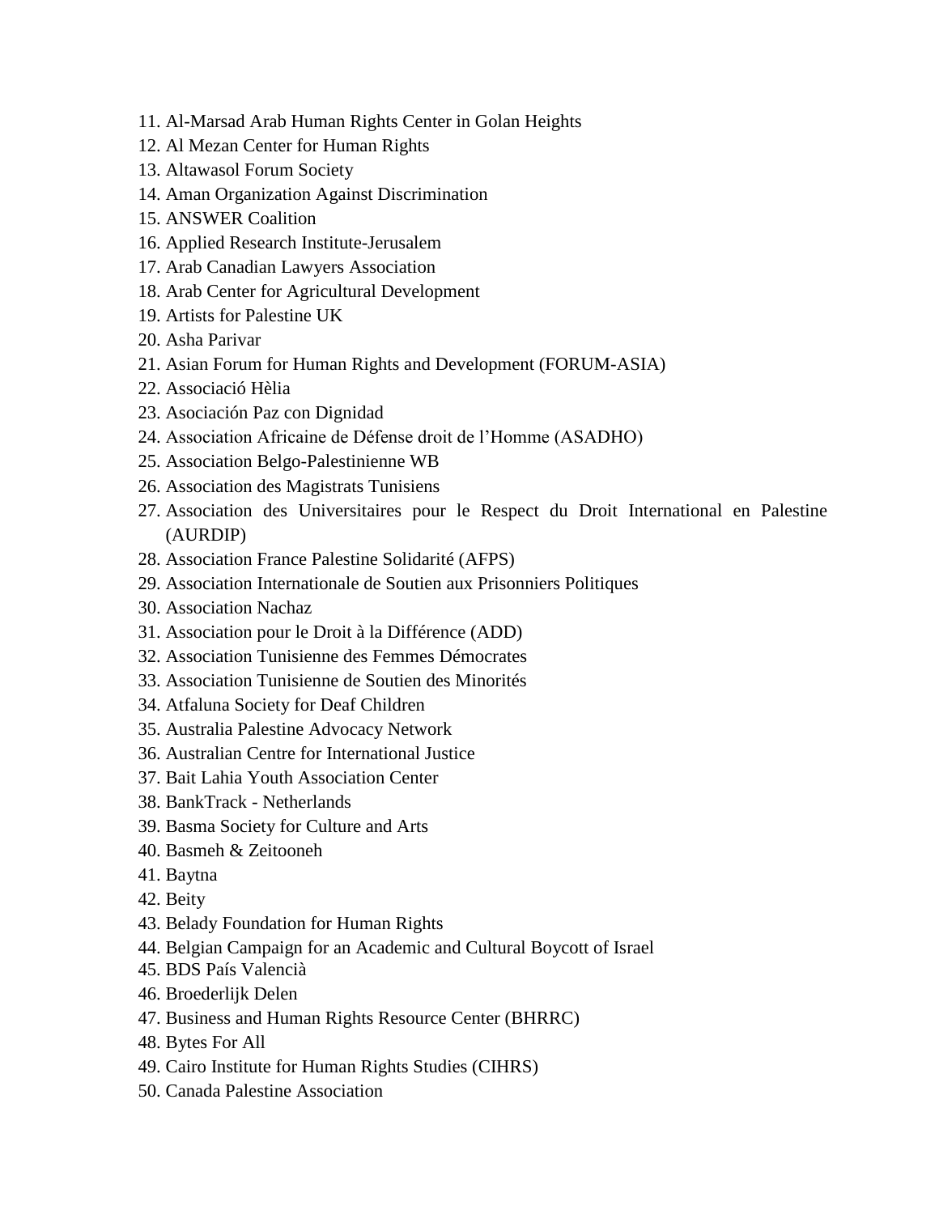11. Al-Marsad Arab Human Rights Center in Golan Heights
12. Al Mezan Center for Human Rights
13. Altawasol Forum Society
14. Aman Organization Against Discrimination
15. ANSWER Coalition
16. Applied Research Institute-Jerusalem
17. Arab Canadian Lawyers Association
18. Arab Center for Agricultural Development
19. Artists for Palestine UK
20. Asha Parivar
21. Asian Forum for Human Rights and Development (FORUM-ASIA)
22. Associació Hèlia
23. Asociación Paz con Dignidad
24. Association Africaine de Défense droit de l'Homme (ASADHO)
25. Association Belgo-Palestinienne WB
26. Association des Magistrats Tunisiens
27. Association des Universitaires pour le Respect du Droit International en Palestine (AURDIP)
28. Association France Palestine Solidarité (AFPS)
29. Association Internationale de Soutien aux Prisonniers Politiques
30. Association Nachaz
31. Association pour le Droit à la Différence (ADD)
32. Association Tunisienne des Femmes Démocrates
33. Association Tunisienne de Soutien des Minorités
34. Atfaluna Society for Deaf Children
35. Australia Palestine Advocacy Network
36. Australian Centre for International Justice
37. Bait Lahia Youth Association Center
38. BankTrack - Netherlands
39. Basma Society for Culture and Arts
40. Basmeh & Zeitooneh
41. Baytna
42. Beity
43. Belady Foundation for Human Rights
44. Belgian Campaign for an Academic and Cultural Boycott of Israel
45. BDS País Valencià
46. Broederlijk Delen
47. Business and Human Rights Resource Center (BHRRC)
48. Bytes For All
49. Cairo Institute for Human Rights Studies (CIHRS)
50. Canada Palestine Association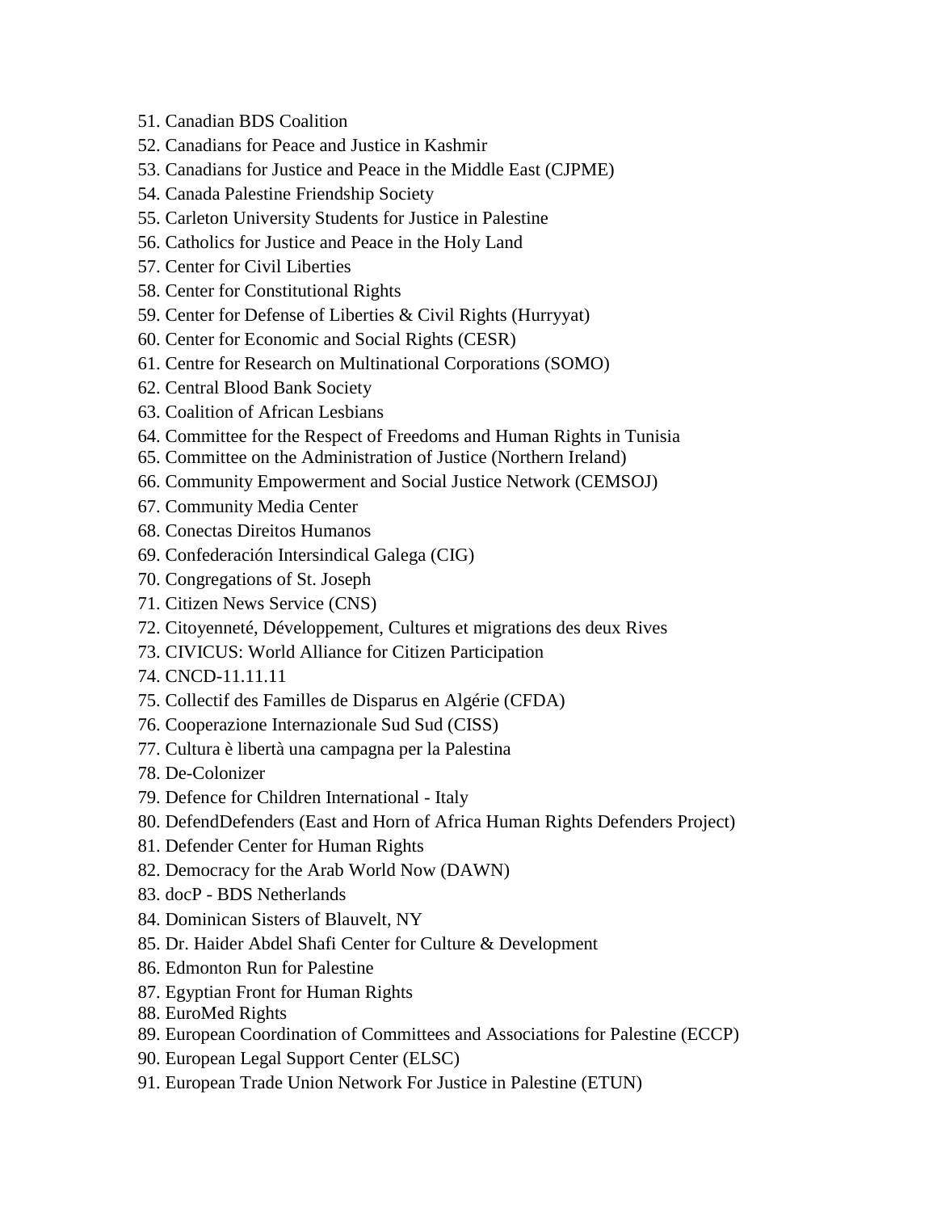51. Canadian BDS Coalition
52. Canadians for Peace and Justice in Kashmir
53. Canadians for Justice and Peace in the Middle East (CJPME)
54. Canada Palestine Friendship Society
55. Carleton University Students for Justice in Palestine
56. Catholics for Justice and Peace in the Holy Land
57. Center for Civil Liberties
58. Center for Constitutional Rights
59. Center for Defense of Liberties & Civil Rights (Hurryyat)
60. Center for Economic and Social Rights (CESR)
61. Centre for Research on Multinational Corporations (SOMO)
62. Central Blood Bank Society
63. Coalition of African Lesbians
64. Committee for the Respect of Freedoms and Human Rights in Tunisia
65. Committee on the Administration of Justice (Northern Ireland)
66. Community Empowerment and Social Justice Network (CEMSOJ)
67. Community Media Center
68. Conectas Direitos Humanos
69. Confederación Intersindical Galega (CIG)
70. Congregations of St. Joseph
71. Citizen News Service (CNS)
72. Citoyenneté, Développement, Cultures et migrations des deux Rives
73. CIVICUS: World Alliance for Citizen Participation
74. CNCD-11.11.11
75. Collectif des Familles de Disparus en Algérie (CFDA)
76. Cooperazione Internazionale Sud Sud (CISS)
77. Cultura è libertà una campagna per la Palestina
78. De-Colonizer
79. Defence for Children International - Italy
80. DefendDefenders (East and Horn of Africa Human Rights Defenders Project)
81. Defender Center for Human Rights
82. Democracy for the Arab World Now (DAWN)
83. docP - BDS Netherlands
84. Dominican Sisters of Blauvelt, NY
85. Dr. Haider Abdel Shafi Center for Culture & Development
86. Edmonton Run for Palestine
87. Egyptian Front for Human Rights
88. EuroMed Rights
89. European Coordination of Committees and Associations for Palestine (ECCP)
90. European Legal Support Center (ELSC)
91. European Trade Union Network For Justice in Palestine (ETUN)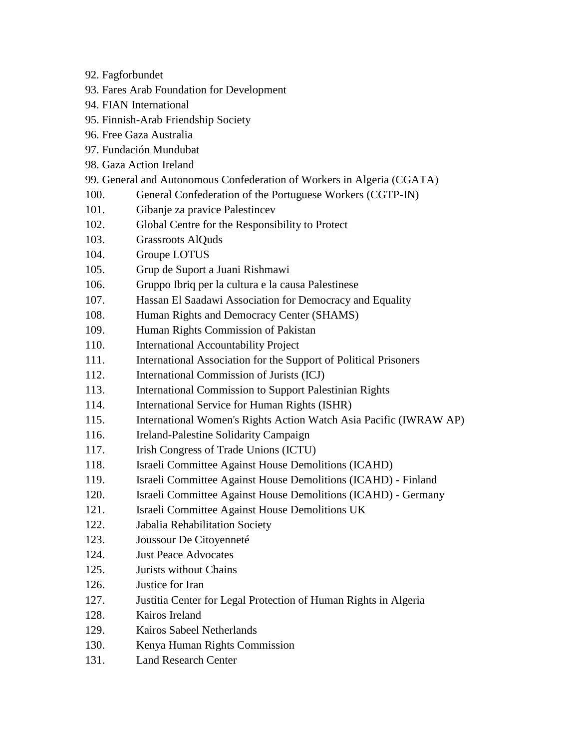92. Fagforbundet
93. Fares Arab Foundation for Development
94. FIAN International
95. Finnish-Arab Friendship Society
96. Free Gaza Australia
97. Fundación Mundubat
98. Gaza Action Ireland
99. General and Autonomous Confederation of Workers in Algeria (CGATA)
100. General Confederation of the Portuguese Workers (CGTP-IN)
101. Gibanje za pravice Palestincev
102. Global Centre for the Responsibility to Protect
103. Grassroots AlQuds
104. Groupe LOTUS
105. Grup de Suport a Juani Rishmawi
106. Gruppo Ibriq per la cultura e la causa Palestinese
107. Hassan El Saadawi Association for Democracy and Equality
108. Human Rights and Democracy Center (SHAMS)
109. Human Rights Commission of Pakistan
110. International Accountability Project
111. International Association for the Support of Political Prisoners
112. International Commission of Jurists (ICJ)
113. International Commission to Support Palestinian Rights
114. International Service for Human Rights (ISHR)
115. International Women's Rights Action Watch Asia Pacific (IWRAW AP)
116. Ireland-Palestine Solidarity Campaign
117. Irish Congress of Trade Unions (ICTU)
118. Israeli Committee Against House Demolitions (ICAHD)
119. Israeli Committee Against House Demolitions (ICAHD) - Finland
120. Israeli Committee Against House Demolitions (ICAHD) - Germany
121. Israeli Committee Against House Demolitions UK
122. Jabalia Rehabilitation Society
123. Joussour De Citoyenneté
124. Just Peace Advocates
125. Jurists without Chains
126. Justice for Iran
127. Justitia Center for Legal Protection of Human Rights in Algeria
128. Kairos Ireland
129. Kairos Sabeel Netherlands
130. Kenya Human Rights Commission
131. Land Research Center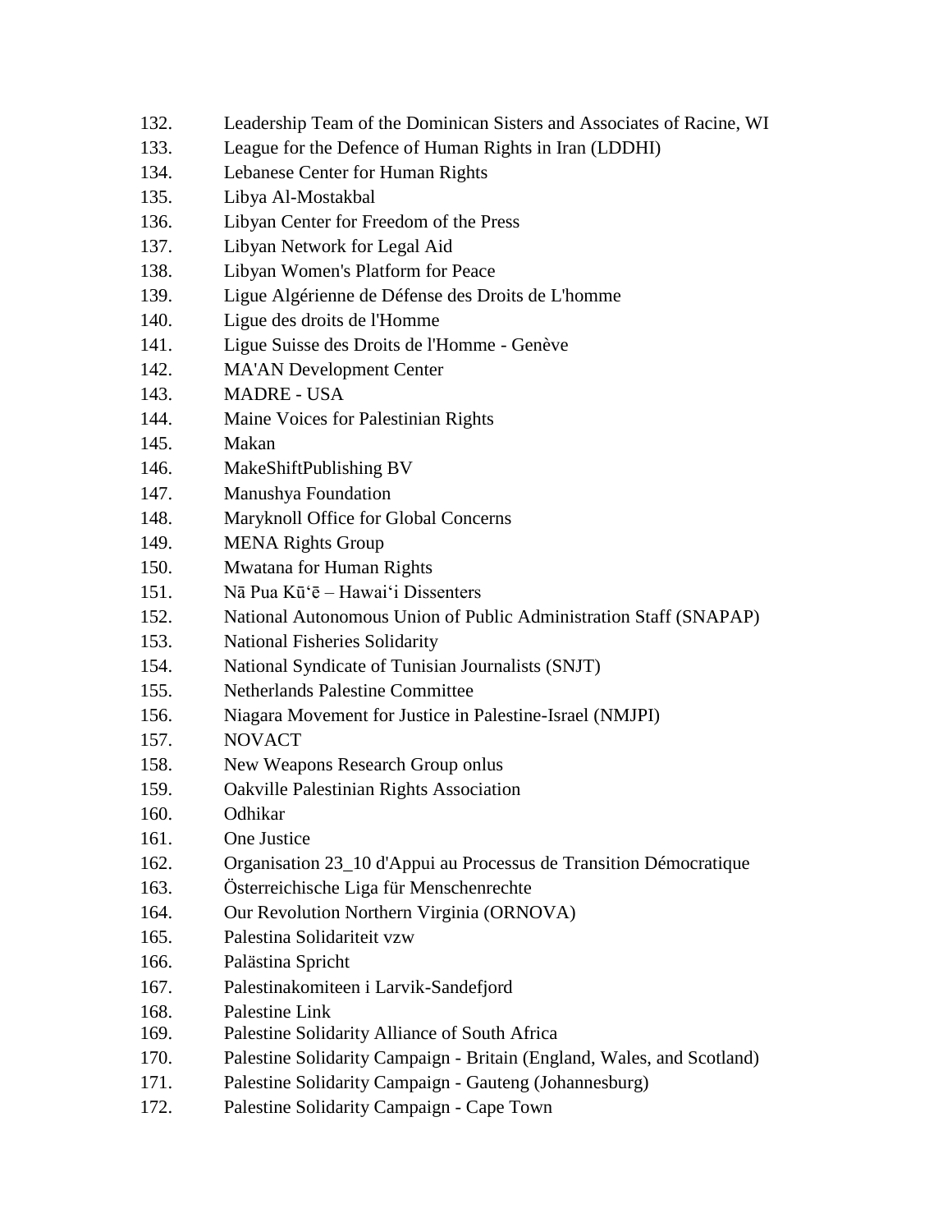132. Leadership Team of the Dominican Sisters and Associates of Racine, WI
133. League for the Defence of Human Rights in Iran (LDDHI)
134. Lebanese Center for Human Rights
135. Libya Al-Mostakbal
136. Libyan Center for Freedom of the Press
137. Libyan Network for Legal Aid
138. Libyan Women's Platform for Peace
139. Ligue Algérienne de Défense des Droits de L'homme
140. Ligue des droits de l'Homme
141. Ligue Suisse des Droits de l'Homme - Genève
142. MA'AN Development Center
143. MADRE - USA
144. Maine Voices for Palestinian Rights
145. Makan
146. MakeShiftPublishing BV
147. Manushya Foundation
148. Maryknoll Office for Global Concerns
149. MENA Rights Group
150. Mwatana for Human Rights
151. Nā Pua Kū'ē – Hawai'i Dissenters
152. National Autonomous Union of Public Administration Staff (SNAPAP)
153. National Fisheries Solidarity
154. National Syndicate of Tunisian Journalists (SNJT)
155. Netherlands Palestine Committee
156. Niagara Movement for Justice in Palestine-Israel (NMJPI)
157. NOVACT
158. New Weapons Research Group onlus
159. Oakville Palestinian Rights Association
160. Odhikar
161. One Justice
162. Organisation 23_10 d'Appui au Processus de Transition Démocratique
163. Österreichische Liga für Menschenrechte
164. Our Revolution Northern Virginia (ORNOVA)
165. Palestina Solidariteit vzw
166. Palästina Spricht
167. Palestinakomiteen i Larvik-Sandefjord
168. Palestine Link
169. Palestine Solidarity Alliance of South Africa
170. Palestine Solidarity Campaign - Britain (England, Wales, and Scotland)
171. Palestine Solidarity Campaign - Gauteng (Johannesburg)
172. Palestine Solidarity Campaign - Cape Town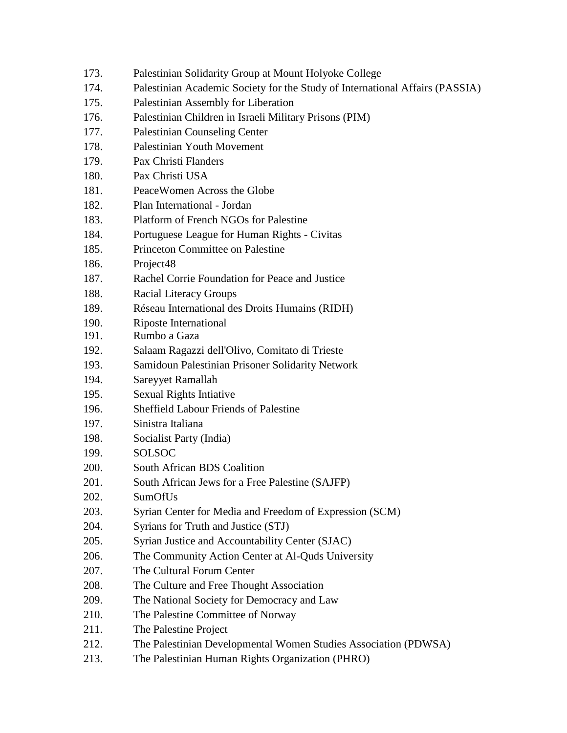173. Palestinian Solidarity Group at Mount Holyoke College
174. Palestinian Academic Society for the Study of International Affairs (PASSIA)
175. Palestinian Assembly for Liberation
176. Palestinian Children in Israeli Military Prisons (PIM)
177. Palestinian Counseling Center
178. Palestinian Youth Movement
179. Pax Christi Flanders
180. Pax Christi USA
181. PeaceWomen Across the Globe
182. Plan International - Jordan
183. Platform of French NGOs for Palestine
184. Portuguese League for Human Rights - Civitas
185. Princeton Committee on Palestine
186. Project48
187. Rachel Corrie Foundation for Peace and Justice
188. Racial Literacy Groups
189. Réseau International des Droits Humains (RIDH)
190. Riposte International
191. Rumbo a Gaza
192. Salaam Ragazzi dell'Olivo, Comitato di Trieste
193. Samidoun Palestinian Prisoner Solidarity Network
194. Sareyyet Ramallah
195. Sexual Rights Intiative
196. Sheffield Labour Friends of Palestine
197. Sinistra Italiana
198. Socialist Party (India)
199. SOLSOC
200. South African BDS Coalition
201. South African Jews for a Free Palestine (SAJFP)
202. SumOfUs
203. Syrian Center for Media and Freedom of Expression (SCM)
204. Syrians for Truth and Justice (STJ)
205. Syrian Justice and Accountability Center (SJAC)
206. The Community Action Center at Al-Quds University
207. The Cultural Forum Center
208. The Culture and Free Thought Association
209. The National Society for Democracy and Law
210. The Palestine Committee of Norway
211. The Palestine Project
212. The Palestinian Developmental Women Studies Association (PDWSA)
213. The Palestinian Human Rights Organization (PHRO)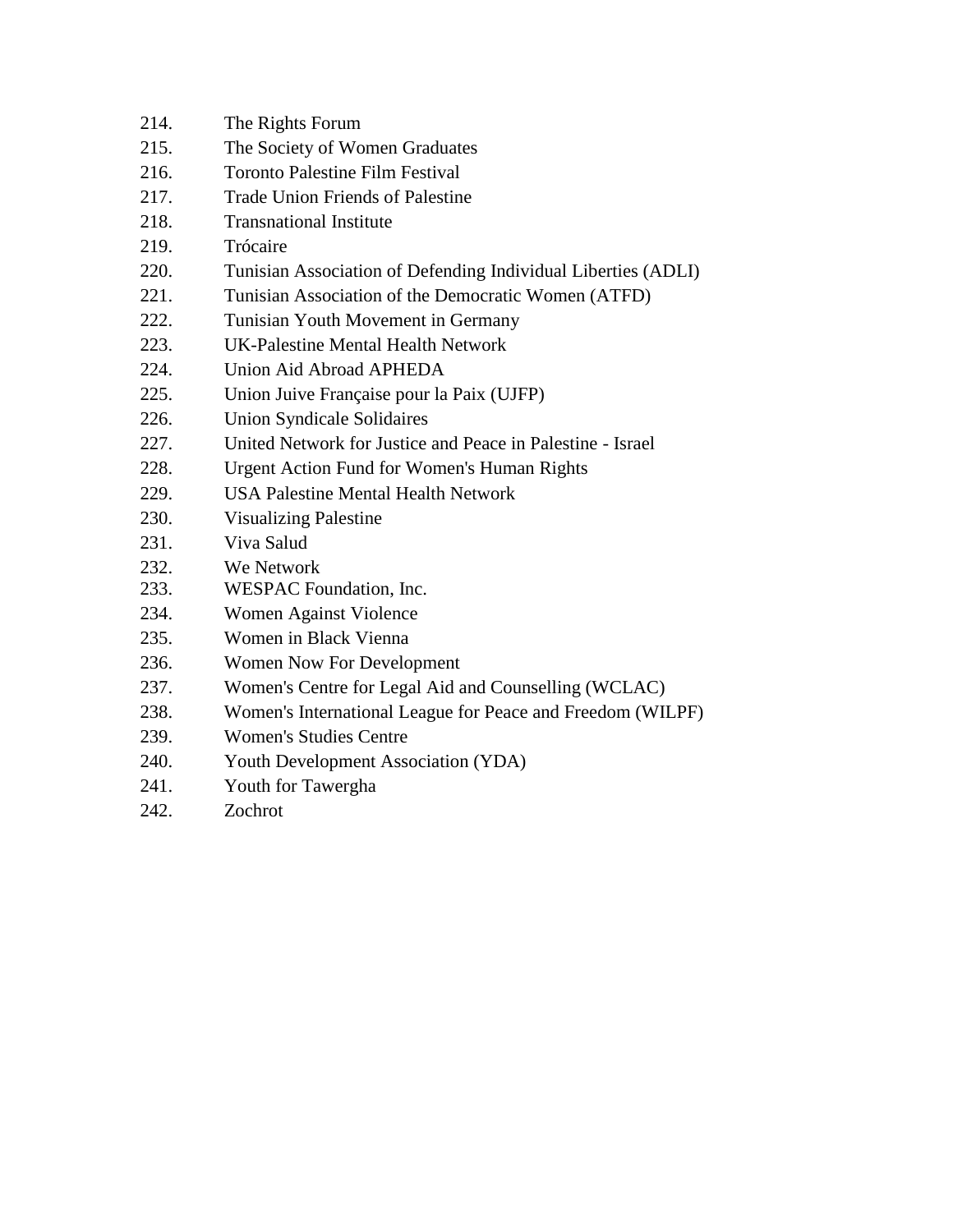214. The Rights Forum
215. The Society of Women Graduates
216. Toronto Palestine Film Festival
217. Trade Union Friends of Palestine
218. Transnational Institute
219. Trócaire
220. Tunisian Association of Defending Individual Liberties (ADLI)
221. Tunisian Association of the Democratic Women (ATFD)
222. Tunisian Youth Movement in Germany
223. UK-Palestine Mental Health Network
224. Union Aid Abroad APHEDA
225. Union Juive Française pour la Paix (UJFP)
226. Union Syndicale Solidaires
227. United Network for Justice and Peace in Palestine - Israel
228. Urgent Action Fund for Women's Human Rights
229. USA Palestine Mental Health Network
230. Visualizing Palestine
231. Viva Salud
232. We Network
233. WESPAC Foundation, Inc.
234. Women Against Violence
235. Women in Black Vienna
236. Women Now For Development
237. Women's Centre for Legal Aid and Counselling (WCLAC)
238. Women's International League for Peace and Freedom (WILPF)
239. Women's Studies Centre
240. Youth Development Association (YDA)
241. Youth for Tawergha
242. Zochrot